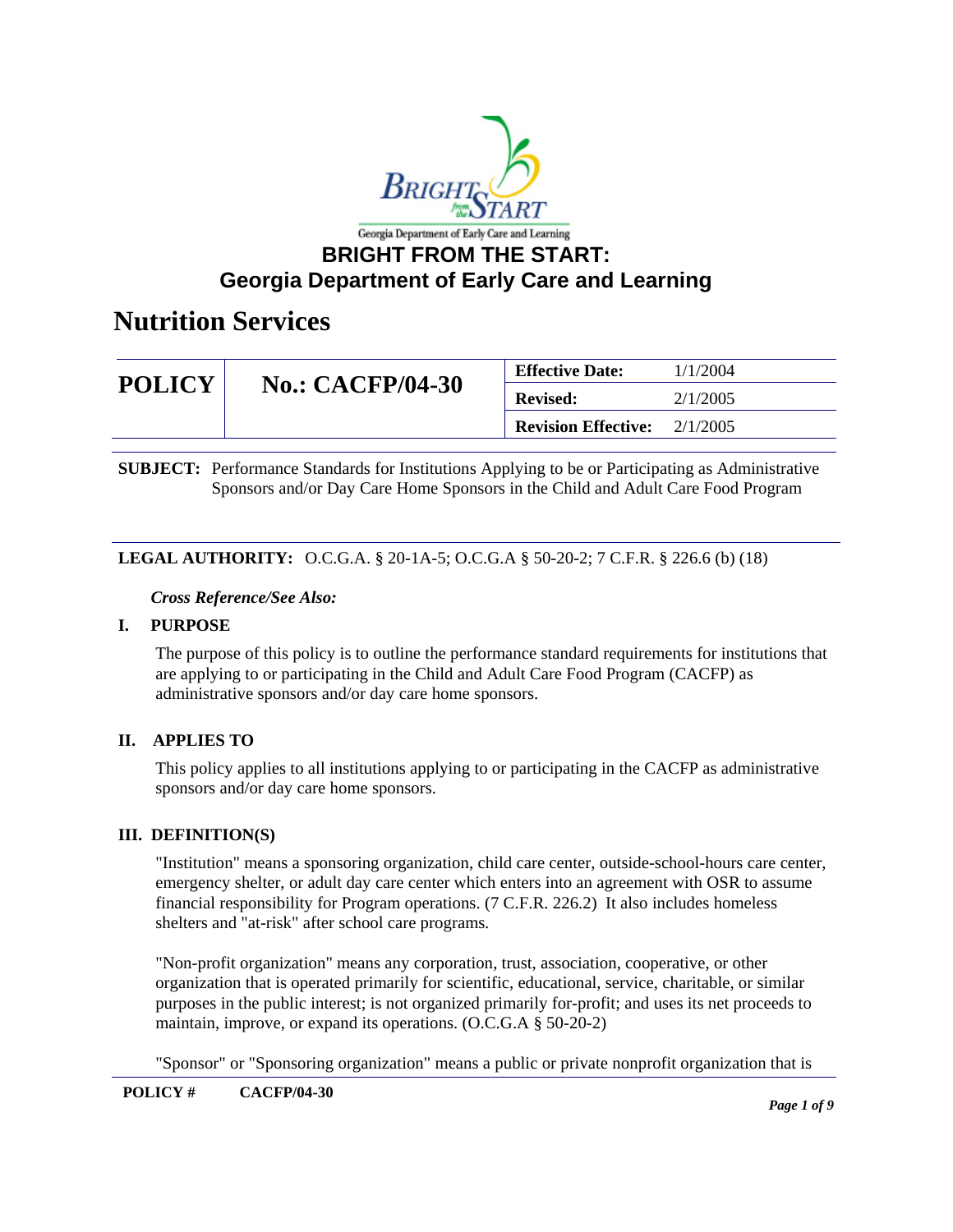# BRIGHT FROM THE START: Georgia Department of Early Care and Learning

## Nutrition Services

| POLICY | No.: CACFP/04-30 | Effective Date: | 1/1/2004 |
|---|---|---|---|
| | | Revised: | 2/1/2005 |
| | | Revision Effective: | 2/1/2005 |

**SUBJECT:** Performance Standards for Institutions Applying to be or Participating as Administrative Sponsors and/or Day Care Home Sponsors in the Child and Adult Care Food Program

**LEGAL AUTHORITY:** O.C.G.A. § 20-1A-5; O.C.G.A § 50-20-2; 7 C.F.R. § 226.6 (b) (18)

***Cross Reference/See Also:***

### I. PURPOSE

The purpose of this policy is to outline the performance standard requirements for institutions that are applying to or participating in the Child and Adult Care Food Program (CACFP) as administrative sponsors and/or day care home sponsors.

### II. APPLIES TO

This policy applies to all institutions applying to or participating in the CACFP as administrative sponsors and/or day care home sponsors.

### III. DEFINITION(S)

"Institution" means a sponsoring organization, child care center, outside-school-hours care center, emergency shelter, or adult day care center which enters into an agreement with OSR to assume financial responsibility for Program operations. (7 C.F.R. 226.2) It also includes homeless shelters and "at-risk" after school care programs.

"Non-profit organization" means any corporation, trust, association, cooperative, or other organization that is operated primarily for scientific, educational, service, charitable, or similar purposes in the public interest; is not organized primarily for-profit; and uses its net proceeds to maintain, improve, or expand its operations. (O.C.G.A § 50-20-2)

"Sponsor" or "Sponsoring organization" means a public or private nonprofit organization that is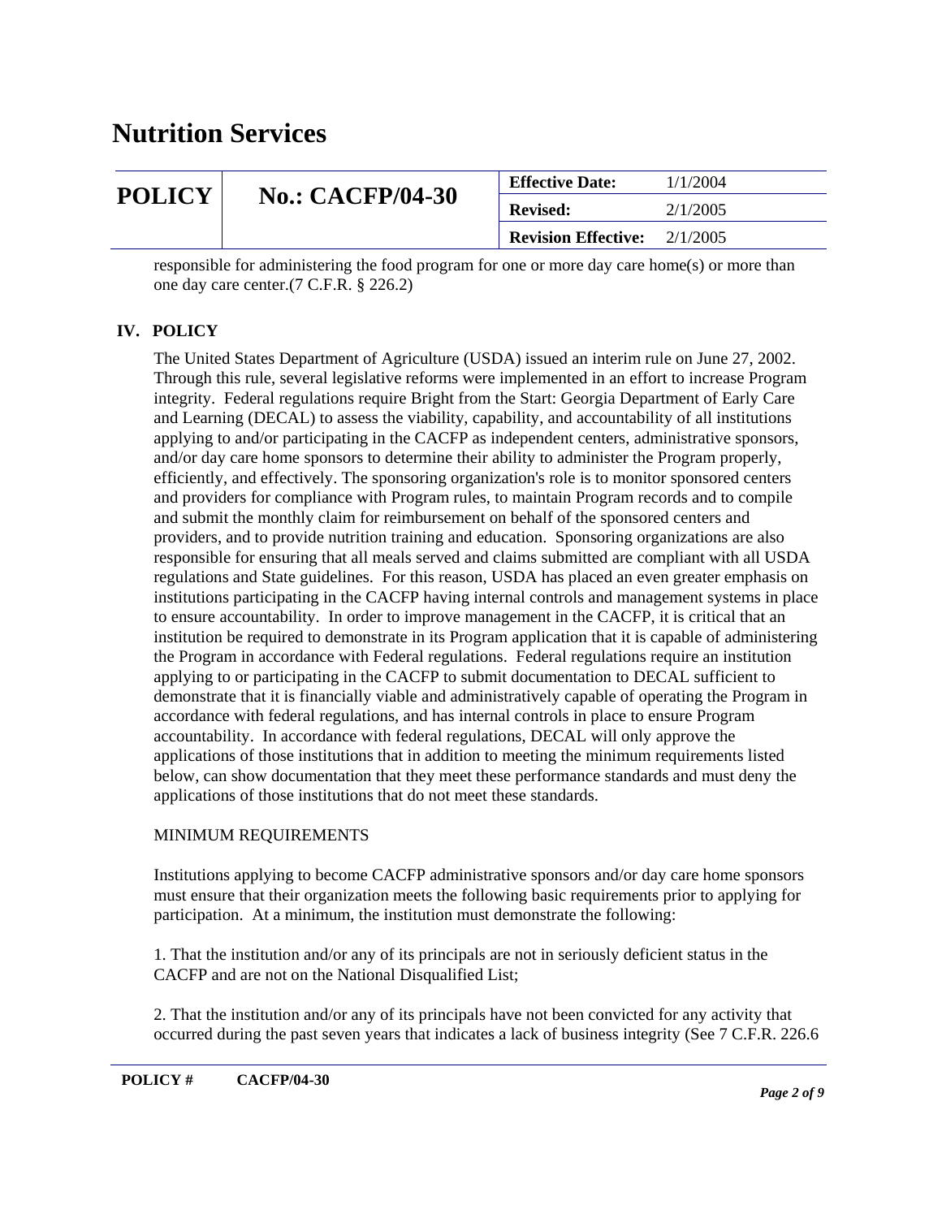responsible for administering the food program for one or more day care home(s) or more than one day care center.(7 C.F.R. § 226.2)

## IV. POLICY

The United States Department of Agriculture (USDA) issued an interim rule on June 27, 2002. Through this rule, several legislative reforms were implemented in an effort to increase Program integrity. Federal regulations require Bright from the Start: Georgia Department of Early Care and Learning (DECAL) to assess the viability, capability, and accountability of all institutions applying to and/or participating in the CACFP as independent centers, administrative sponsors, and/or day care home sponsors to determine their ability to administer the Program properly, efficiently, and effectively. The sponsoring organization's role is to monitor sponsored centers and providers for compliance with Program rules, to maintain Program records and to compile and submit the monthly claim for reimbursement on behalf of the sponsored centers and providers, and to provide nutrition training and education. Sponsoring organizations are also responsible for ensuring that all meals served and claims submitted are compliant with all USDA regulations and State guidelines. For this reason, USDA has placed an even greater emphasis on institutions participating in the CACFP having internal controls and management systems in place to ensure accountability. In order to improve management in the CACFP, it is critical that an institution be required to demonstrate in its Program application that it is capable of administering the Program in accordance with Federal regulations. Federal regulations require an institution applying to or participating in the CACFP to submit documentation to DECAL sufficient to demonstrate that it is financially viable and administratively capable of operating the Program in accordance with federal regulations, and has internal controls in place to ensure Program accountability. In accordance with federal regulations, DECAL will only approve the applications of those institutions that in addition to meeting the minimum requirements listed below, can show documentation that they meet these performance standards and must deny the applications of those institutions that do not meet these standards.

MINIMUM REQUIREMENTS

Institutions applying to become CACFP administrative sponsors and/or day care home sponsors must ensure that their organization meets the following basic requirements prior to applying for participation. At a minimum, the institution must demonstrate the following:

1. That the institution and/or any of its principals are not in seriously deficient status in the CACFP and are not on the National Disqualified List;

2. That the institution and/or any of its principals have not been convicted for any activity that occurred during the past seven years that indicates a lack of business integrity (See 7 C.F.R. 226.6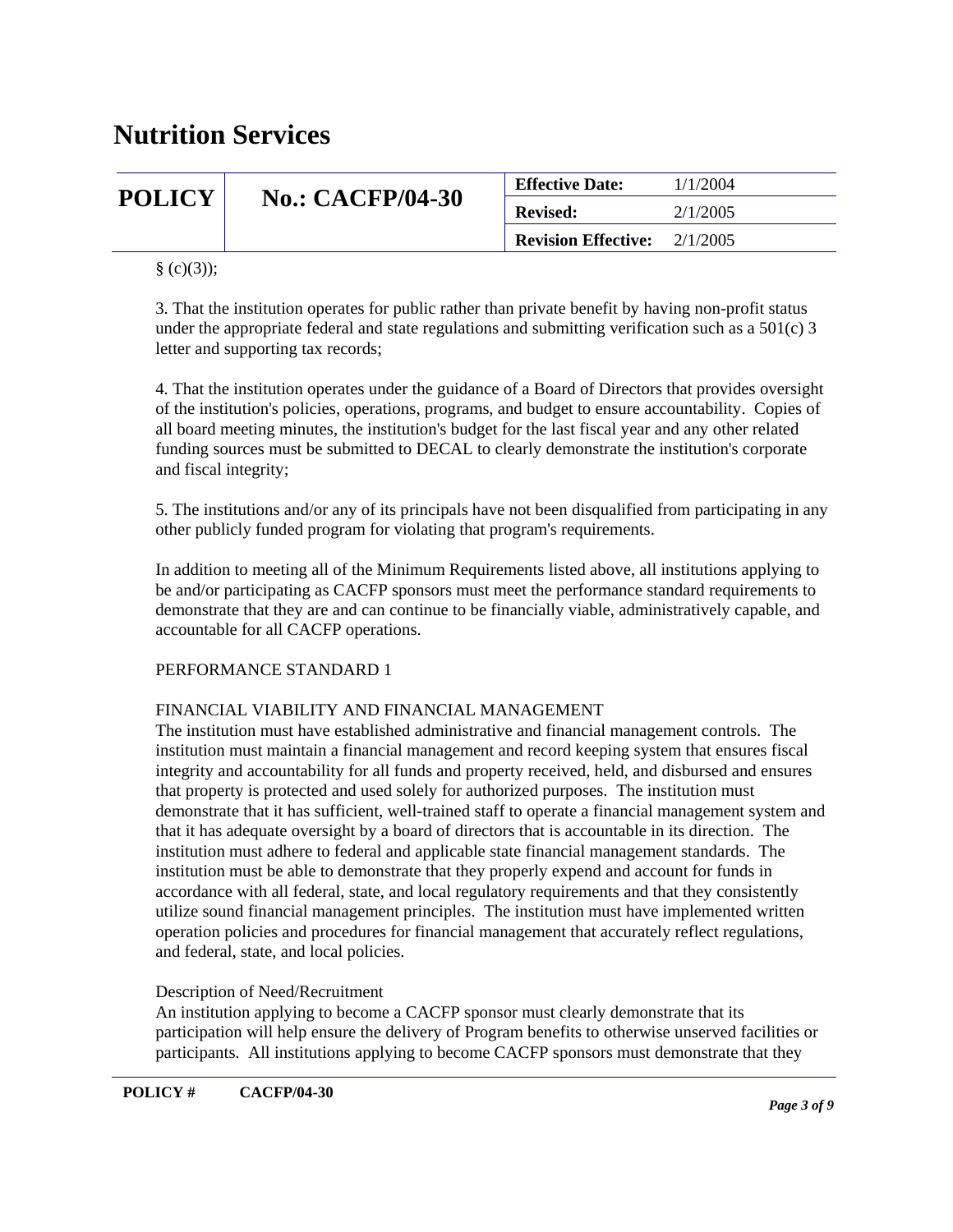§ (c)(3));

3. That the institution operates for public rather than private benefit by having non-profit status under the appropriate federal and state regulations and submitting verification such as a 501(c) 3 letter and supporting tax records;

4. That the institution operates under the guidance of a Board of Directors that provides oversight of the institution's policies, operations, programs, and budget to ensure accountability. Copies of all board meeting minutes, the institution's budget for the last fiscal year and any other related funding sources must be submitted to DECAL to clearly demonstrate the institution's corporate and fiscal integrity;

5. The institutions and/or any of its principals have not been disqualified from participating in any other publicly funded program for violating that program's requirements.

In addition to meeting all of the Minimum Requirements listed above, all institutions applying to be and/or participating as CACFP sponsors must meet the performance standard requirements to demonstrate that they are and can continue to be financially viable, administratively capable, and accountable for all CACFP operations.

PERFORMANCE STANDARD 1

FINANCIAL VIABILITY AND FINANCIAL MANAGEMENT
The institution must have established administrative and financial management controls. The institution must maintain a financial management and record keeping system that ensures fiscal integrity and accountability for all funds and property received, held, and disbursed and ensures that property is protected and used solely for authorized purposes. The institution must demonstrate that it has sufficient, well-trained staff to operate a financial management system and that it has adequate oversight by a board of directors that is accountable in its direction. The institution must adhere to federal and applicable state financial management standards. The institution must be able to demonstrate that they properly expend and account for funds in accordance with all federal, state, and local regulatory requirements and that they consistently utilize sound financial management principles. The institution must have implemented written operation policies and procedures for financial management that accurately reflect regulations, and federal, state, and local policies.

Description of Need/Recruitment
An institution applying to become a CACFP sponsor must clearly demonstrate that its participation will help ensure the delivery of Program benefits to otherwise unserved facilities or participants. All institutions applying to become CACFP sponsors must demonstrate that they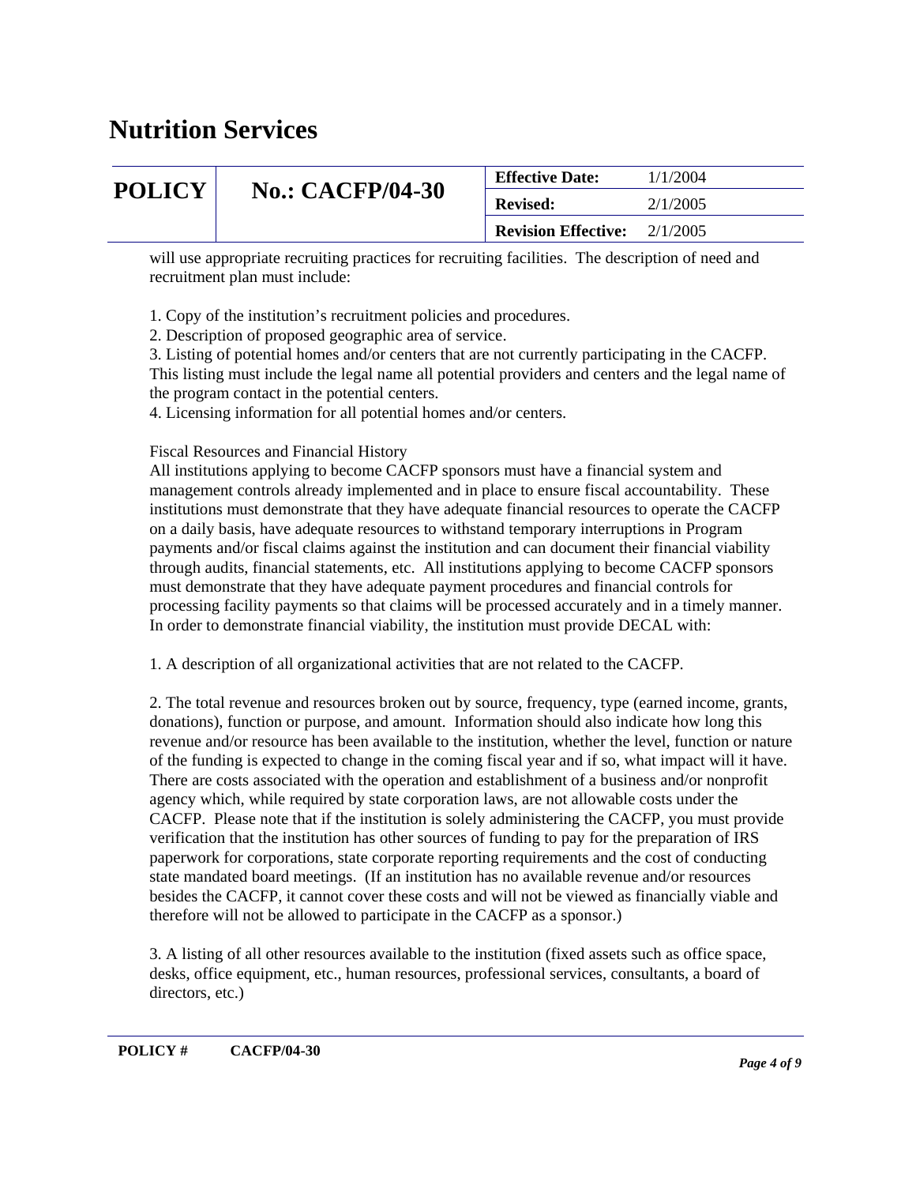will use appropriate recruiting practices for recruiting facilities. The description of need and recruitment plan must include:

1. Copy of the institution's recruitment policies and procedures.
2. Description of proposed geographic area of service.
3. Listing of potential homes and/or centers that are not currently participating in the CACFP. This listing must include the legal name all potential providers and centers and the legal name of the program contact in the potential centers.
4. Licensing information for all potential homes and/or centers.

Fiscal Resources and Financial History

All institutions applying to become CACFP sponsors must have a financial system and management controls already implemented and in place to ensure fiscal accountability. These institutions must demonstrate that they have adequate financial resources to operate the CACFP on a daily basis, have adequate resources to withstand temporary interruptions in Program payments and/or fiscal claims against the institution and can document their financial viability through audits, financial statements, etc. All institutions applying to become CACFP sponsors must demonstrate that they have adequate payment procedures and financial controls for processing facility payments so that claims will be processed accurately and in a timely manner. In order to demonstrate financial viability, the institution must provide DECAL with:

1. A description of all organizational activities that are not related to the CACFP.

2. The total revenue and resources broken out by source, frequency, type (earned income, grants, donations), function or purpose, and amount. Information should also indicate how long this revenue and/or resource has been available to the institution, whether the level, function or nature of the funding is expected to change in the coming fiscal year and if so, what impact will it have. There are costs associated with the operation and establishment of a business and/or nonprofit agency which, while required by state corporation laws, are not allowable costs under the CACFP. Please note that if the institution is solely administering the CACFP, you must provide verification that the institution has other sources of funding to pay for the preparation of IRS paperwork for corporations, state corporate reporting requirements and the cost of conducting state mandated board meetings. (If an institution has no available revenue and/or resources besides the CACFP, it cannot cover these costs and will not be viewed as financially viable and therefore will not be allowed to participate in the CACFP as a sponsor.)

3. A listing of all other resources available to the institution (fixed assets such as office space, desks, office equipment, etc., human resources, professional services, consultants, a board of directors, etc.)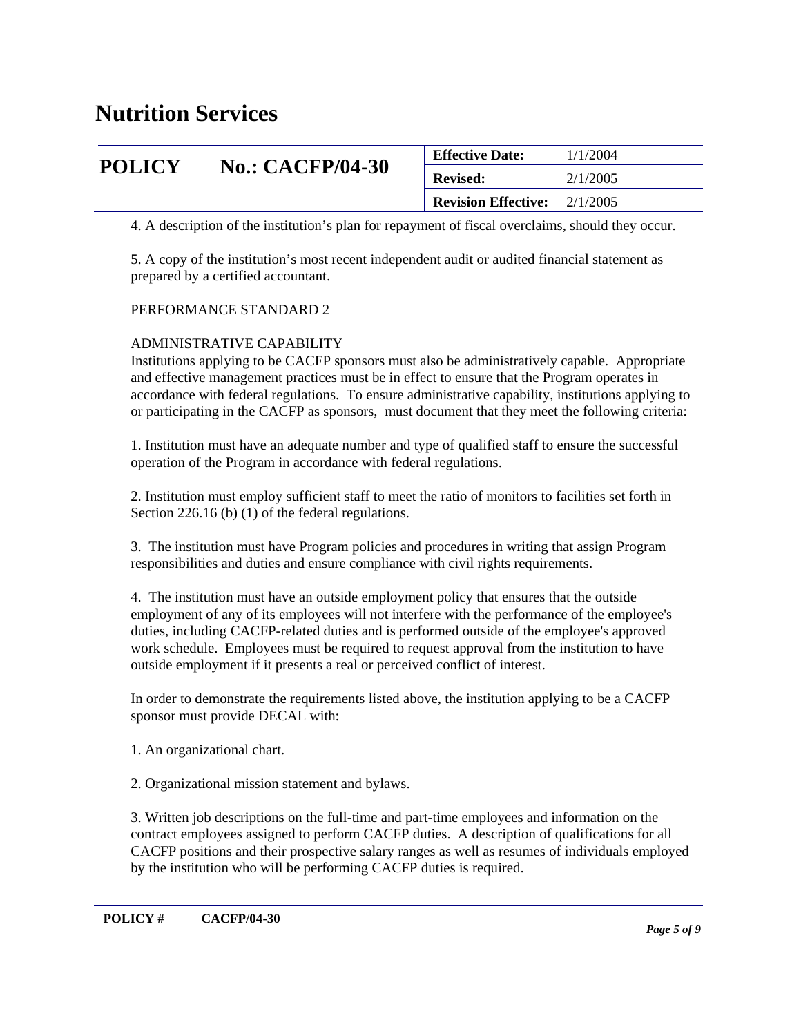4. A description of the institution's plan for repayment of fiscal overclaims, should they occur.

5. A copy of the institution's most recent independent audit or audited financial statement as prepared by a certified accountant.

PERFORMANCE STANDARD 2

ADMINISTRATIVE CAPABILITY
Institutions applying to be CACFP sponsors must also be administratively capable. Appropriate and effective management practices must be in effect to ensure that the Program operates in accordance with federal regulations. To ensure administrative capability, institutions applying to or participating in the CACFP as sponsors, must document that they meet the following criteria:

1. Institution must have an adequate number and type of qualified staff to ensure the successful operation of the Program in accordance with federal regulations.

2. Institution must employ sufficient staff to meet the ratio of monitors to facilities set forth in Section 226.16 (b) (1) of the federal regulations.

3. The institution must have Program policies and procedures in writing that assign Program responsibilities and duties and ensure compliance with civil rights requirements.

4. The institution must have an outside employment policy that ensures that the outside employment of any of its employees will not interfere with the performance of the employee's duties, including CACFP-related duties and is performed outside of the employee's approved work schedule. Employees must be required to request approval from the institution to have outside employment if it presents a real or perceived conflict of interest.

In order to demonstrate the requirements listed above, the institution applying to be a CACFP sponsor must provide DECAL with:

1. An organizational chart.

2. Organizational mission statement and bylaws.

3. Written job descriptions on the full-time and part-time employees and information on the contract employees assigned to perform CACFP duties. A description of qualifications for all CACFP positions and their prospective salary ranges as well as resumes of individuals employed by the institution who will be performing CACFP duties is required.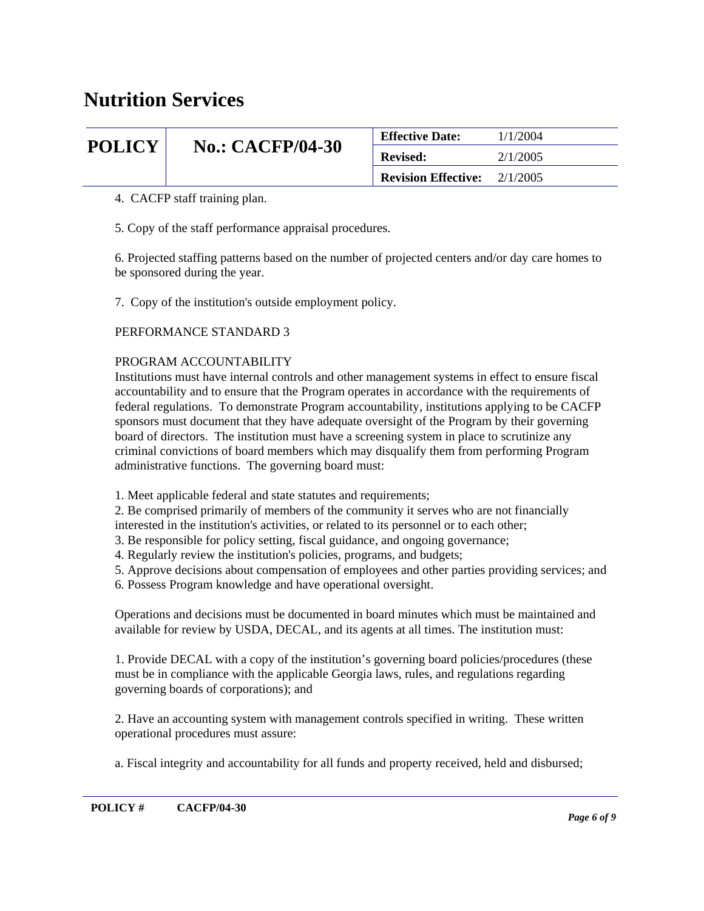4. CACFP staff training plan.

5. Copy of the staff performance appraisal procedures.

6. Projected staffing patterns based on the number of projected centers and/or day care homes to be sponsored during the year.

7. Copy of the institution's outside employment policy.

PERFORMANCE STANDARD 3

PROGRAM ACCOUNTABILITY

Institutions must have internal controls and other management systems in effect to ensure fiscal accountability and to ensure that the Program operates in accordance with the requirements of federal regulations. To demonstrate Program accountability, institutions applying to be CACFP sponsors must document that they have adequate oversight of the Program by their governing board of directors. The institution must have a screening system in place to scrutinize any criminal convictions of board members which may disqualify them from performing Program administrative functions. The governing board must:

1. Meet applicable federal and state statutes and requirements;
2. Be comprised primarily of members of the community it serves who are not financially interested in the institution's activities, or related to its personnel or to each other;
3. Be responsible for policy setting, fiscal guidance, and ongoing governance;
4. Regularly review the institution's policies, programs, and budgets;
5. Approve decisions about compensation of employees and other parties providing services; and
6. Possess Program knowledge and have operational oversight.

Operations and decisions must be documented in board minutes which must be maintained and available for review by USDA, DECAL, and its agents at all times. The institution must:

1. Provide DECAL with a copy of the institution's governing board policies/procedures (these must be in compliance with the applicable Georgia laws, rules, and regulations regarding governing boards of corporations); and

2. Have an accounting system with management controls specified in writing. These written operational procedures must assure:

a. Fiscal integrity and accountability for all funds and property received, held and disbursed;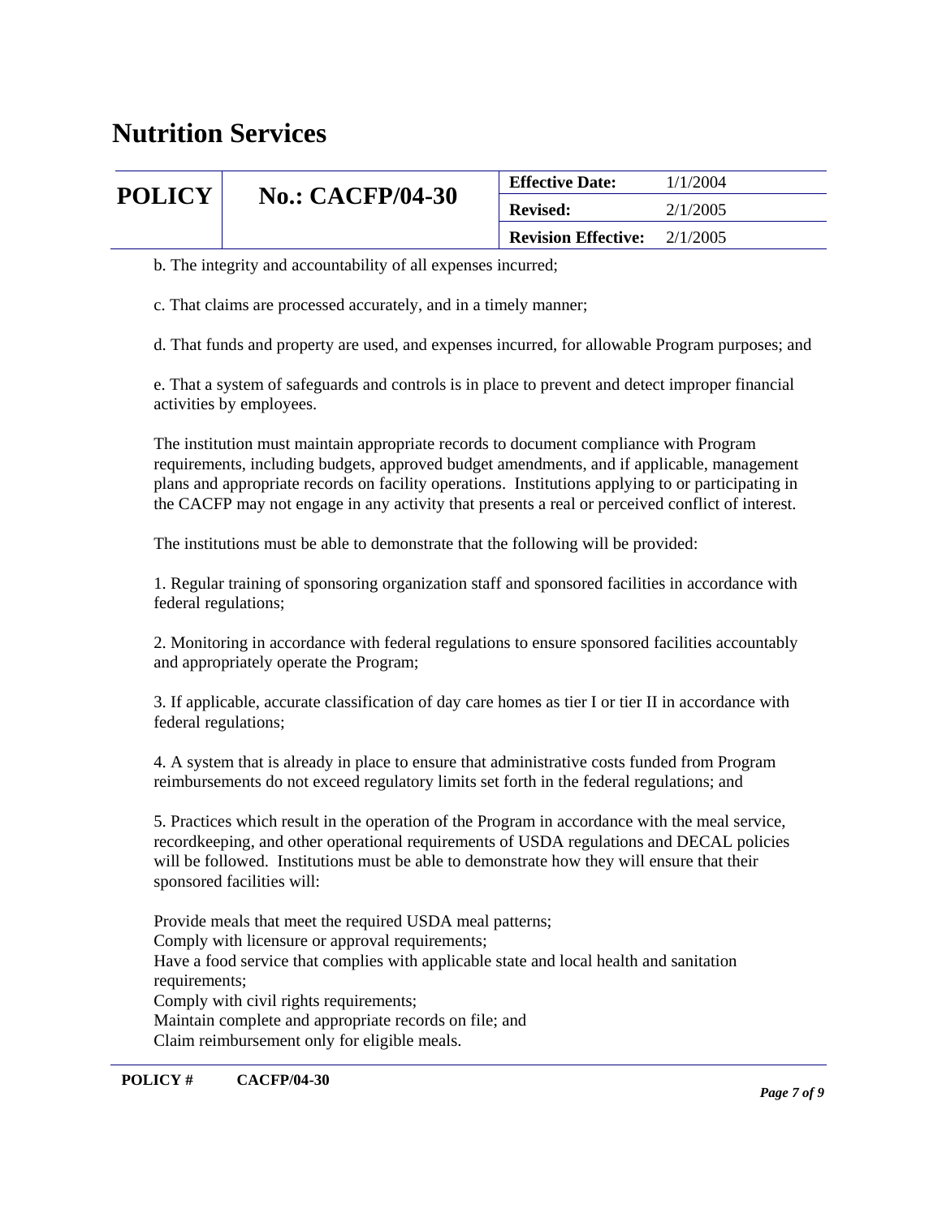b. The integrity and accountability of all expenses incurred;

c. That claims are processed accurately, and in a timely manner;

d. That funds and property are used, and expenses incurred, for allowable Program purposes; and

e. That a system of safeguards and controls is in place to prevent and detect improper financial activities by employees.

The institution must maintain appropriate records to document compliance with Program requirements, including budgets, approved budget amendments, and if applicable, management plans and appropriate records on facility operations. Institutions applying to or participating in the CACFP may not engage in any activity that presents a real or perceived conflict of interest.

The institutions must be able to demonstrate that the following will be provided:

1. Regular training of sponsoring organization staff and sponsored facilities in accordance with federal regulations;

2. Monitoring in accordance with federal regulations to ensure sponsored facilities accountably and appropriately operate the Program;

3. If applicable, accurate classification of day care homes as tier I or tier II in accordance with federal regulations;

4. A system that is already in place to ensure that administrative costs funded from Program reimbursements do not exceed regulatory limits set forth in the federal regulations; and

5. Practices which result in the operation of the Program in accordance with the meal service, recordkeeping, and other operational requirements of USDA regulations and DECAL policies will be followed. Institutions must be able to demonstrate how they will ensure that their sponsored facilities will:

Provide meals that meet the required USDA meal patterns;
Comply with licensure or approval requirements;
Have a food service that complies with applicable state and local health and sanitation requirements;
Comply with civil rights requirements;
Maintain complete and appropriate records on file; and
Claim reimbursement only for eligible meals.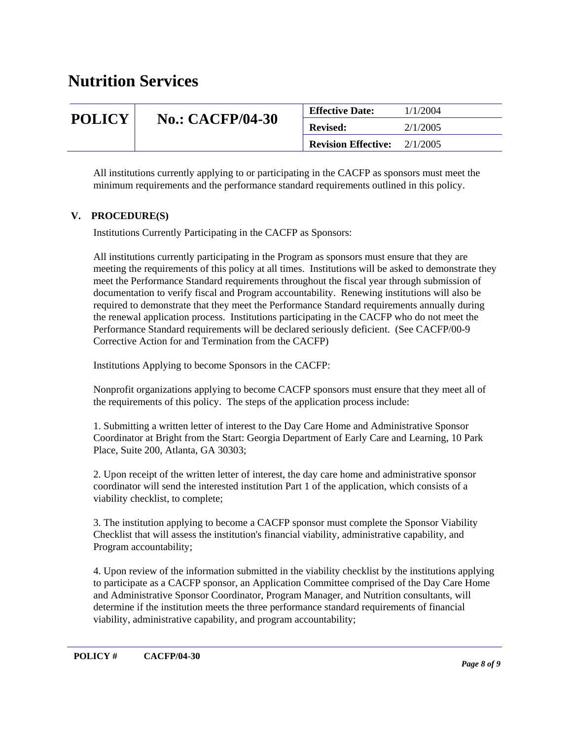All institutions currently applying to or participating in the CACFP as sponsors must meet the minimum requirements and the performance standard requirements outlined in this policy.

## V. PROCEDURE(S)

Institutions Currently Participating in the CACFP as Sponsors:

All institutions currently participating in the Program as sponsors must ensure that they are meeting the requirements of this policy at all times. Institutions will be asked to demonstrate they meet the Performance Standard requirements throughout the fiscal year through submission of documentation to verify fiscal and Program accountability. Renewing institutions will also be required to demonstrate that they meet the Performance Standard requirements annually during the renewal application process. Institutions participating in the CACFP who do not meet the Performance Standard requirements will be declared seriously deficient. (See CACFP/00-9 Corrective Action for and Termination from the CACFP)

Institutions Applying to become Sponsors in the CACFP:

Nonprofit organizations applying to become CACFP sponsors must ensure that they meet all of the requirements of this policy. The steps of the application process include:

1. Submitting a written letter of interest to the Day Care Home and Administrative Sponsor Coordinator at Bright from the Start: Georgia Department of Early Care and Learning, 10 Park Place, Suite 200, Atlanta, GA 30303;

2. Upon receipt of the written letter of interest, the day care home and administrative sponsor coordinator will send the interested institution Part 1 of the application, which consists of a viability checklist, to complete;

3. The institution applying to become a CACFP sponsor must complete the Sponsor Viability Checklist that will assess the institution's financial viability, administrative capability, and Program accountability;

4. Upon review of the information submitted in the viability checklist by the institutions applying to participate as a CACFP sponsor, an Application Committee comprised of the Day Care Home and Administrative Sponsor Coordinator, Program Manager, and Nutrition consultants, will determine if the institution meets the three performance standard requirements of financial viability, administrative capability, and program accountability;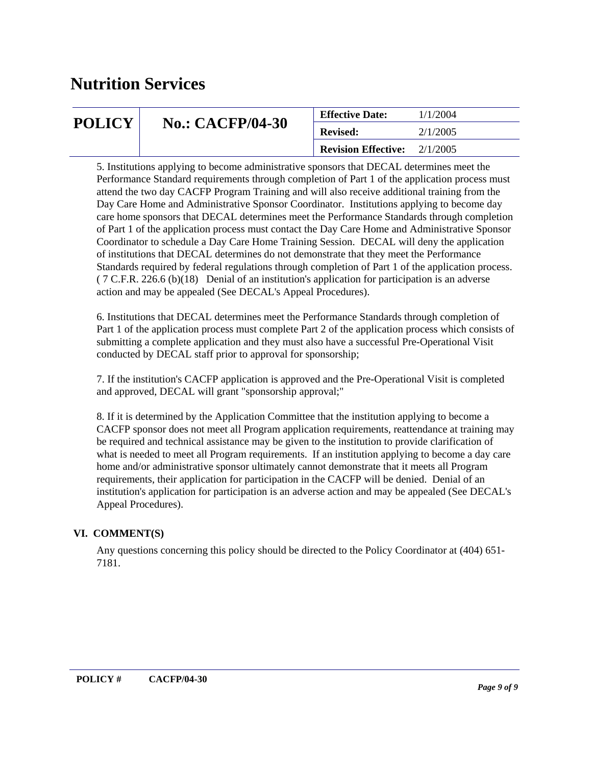5. Institutions applying to become administrative sponsors that DECAL determines meet the Performance Standard requirements through completion of Part 1 of the application process must attend the two day CACFP Program Training and will also receive additional training from the Day Care Home and Administrative Sponsor Coordinator. Institutions applying to become day care home sponsors that DECAL determines meet the Performance Standards through completion of Part 1 of the application process must contact the Day Care Home and Administrative Sponsor Coordinator to schedule a Day Care Home Training Session. DECAL will deny the application of institutions that DECAL determines do not demonstrate that they meet the Performance Standards required by federal regulations through completion of Part 1 of the application process. ( 7 C.F.R. 226.6 (b)(18) Denial of an institution's application for participation is an adverse action and may be appealed (See DECAL's Appeal Procedures).

6. Institutions that DECAL determines meet the Performance Standards through completion of Part 1 of the application process must complete Part 2 of the application process which consists of submitting a complete application and they must also have a successful Pre-Operational Visit conducted by DECAL staff prior to approval for sponsorship;

7. If the institution's CACFP application is approved and the Pre-Operational Visit is completed and approved, DECAL will grant "sponsorship approval;"

8. If it is determined by the Application Committee that the institution applying to become a CACFP sponsor does not meet all Program application requirements, reattendance at training may be required and technical assistance may be given to the institution to provide clarification of what is needed to meet all Program requirements. If an institution applying to become a day care home and/or administrative sponsor ultimately cannot demonstrate that it meets all Program requirements, their application for participation in the CACFP will be denied. Denial of an institution's application for participation is an adverse action and may be appealed (See DECAL's Appeal Procedures).

## VI. COMMENT(S)

Any questions concerning this policy should be directed to the Policy Coordinator at (404) 651-7181.